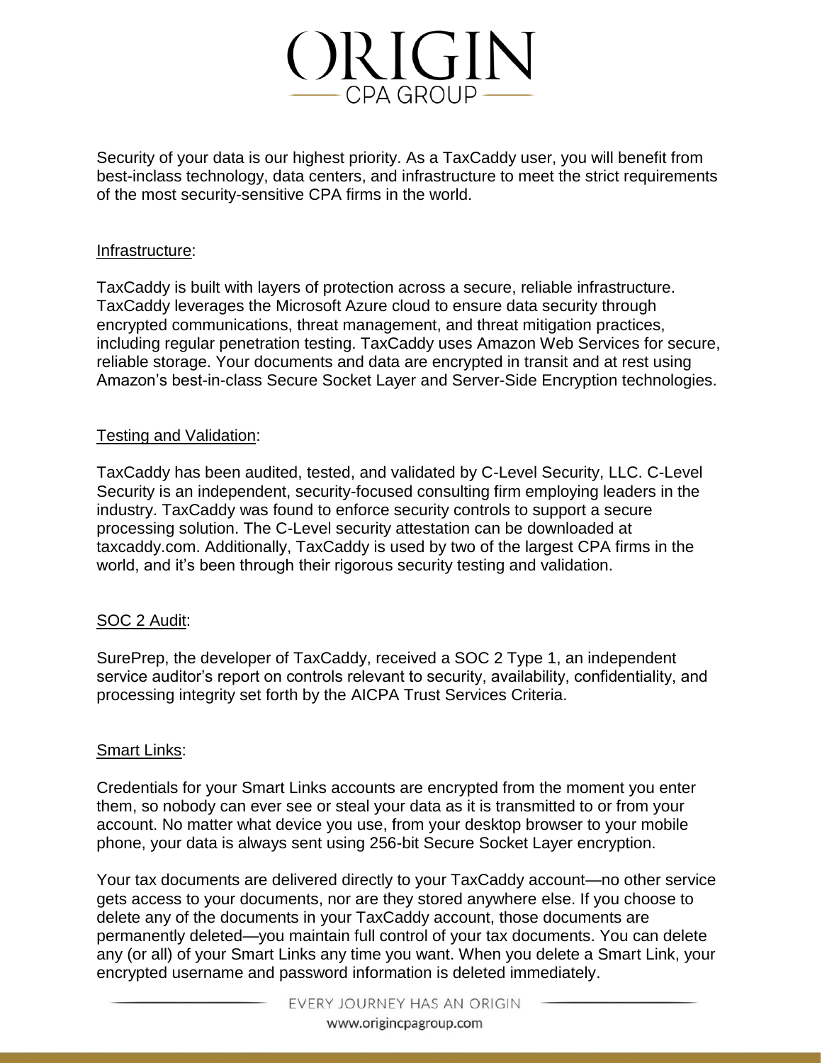# ORIGIN

CPA GROUP

Security of your data is our highest priority. As a TaxCaddy user, you will benefit from best-inclass technology, data centers, and infrastructure to meet the strict requirements of the most security-sensitive CPA firms in the world.

## Infrastructure:

TaxCaddy is built with layers of protection across a secure, reliable infrastructure. TaxCaddy leverages the Microsoft Azure cloud to ensure data security through encrypted communications, threat management, and threat mitigation practices, including regular penetration testing. TaxCaddy uses Amazon Web Services for secure, reliable storage. Your documents and data are encrypted in transit and at rest using Amazon's best-in-class Secure Socket Layer and Server-Side Encryption technologies.

## Testing and Validation:

TaxCaddy has been audited, tested, and validated by C-Level Security, LLC. C-Level Security is an independent, security-focused consulting firm employing leaders in the industry. TaxCaddy was found to enforce security controls to support a secure processing solution. The C-Level security attestation can be downloaded at taxcaddy.com. Additionally, TaxCaddy is used by two of the largest CPA firms in the world, and it's been through their rigorous security testing and validation.

## SOC 2 Audit:

SurePrep, the developer of TaxCaddy, received a SOC 2 Type 1, an independent service auditor's report on controls relevant to security, availability, confidentiality, and processing integrity set forth by the AICPA Trust Services Criteria.

## Smart Links:

Credentials for your Smart Links accounts are encrypted from the moment you enter them, so nobody can ever see or steal your data as it is transmitted to or from your account. No matter what device you use, from your desktop browser to your mobile phone, your data is always sent using 256-bit Secure Socket Layer encryption.

Your tax documents are delivered directly to your TaxCaddy account—no other service gets access to your documents, nor are they stored anywhere else. If you choose to delete any of the documents in your TaxCaddy account, those documents are permanently deleted—you maintain full control of your tax documents. You can delete any (or all) of your Smart Links any time you want. When you delete a Smart Link, your encrypted username and password information is deleted immediately.

EVERY JOURNEY HAS AN ORIGIN
www.origincpagroup.com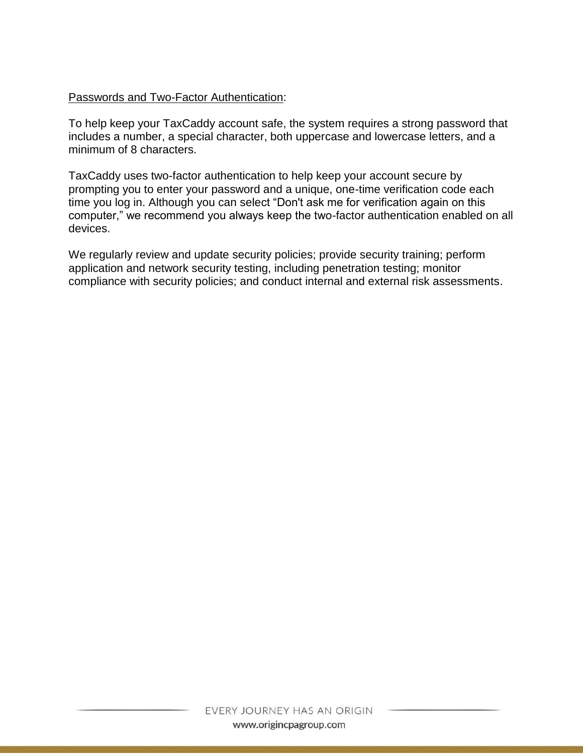Passwords and Two-Factor Authentication:

To help keep your TaxCaddy account safe, the system requires a strong password that includes a number, a special character, both uppercase and lowercase letters, and a minimum of 8 characters.

TaxCaddy uses two-factor authentication to help keep your account secure by prompting you to enter your password and a unique, one-time verification code each time you log in. Although you can select “Don't ask me for verification again on this computer,” we recommend you always keep the two-factor authentication enabled on all devices.

We regularly review and update security policies; provide security training; perform application and network security testing, including penetration testing; monitor compliance with security policies; and conduct internal and external risk assessments.